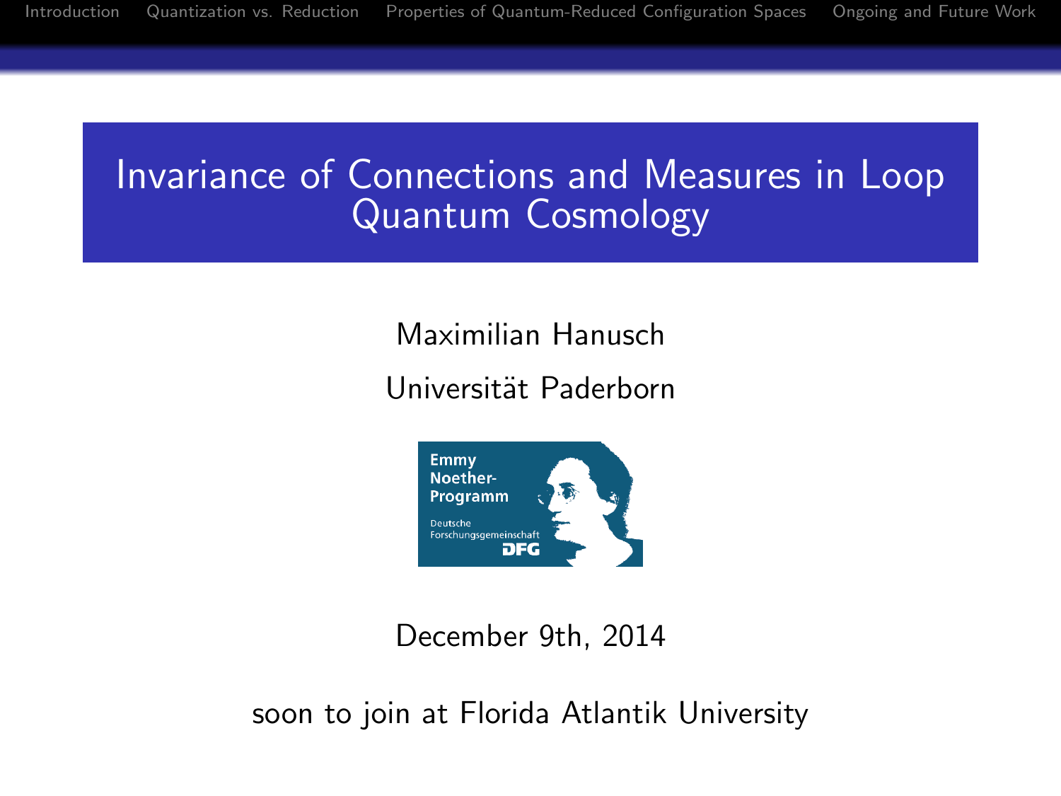# Invariance of Connections and Measures in Loop Quantum Cosmology

Maximilian Hanusch

Universität Paderborn

Emmy Noether-Programm

Deutsche Forschungsgemeinschaft DFG

December 9th, 2014

soon to join at Florida Atlantik University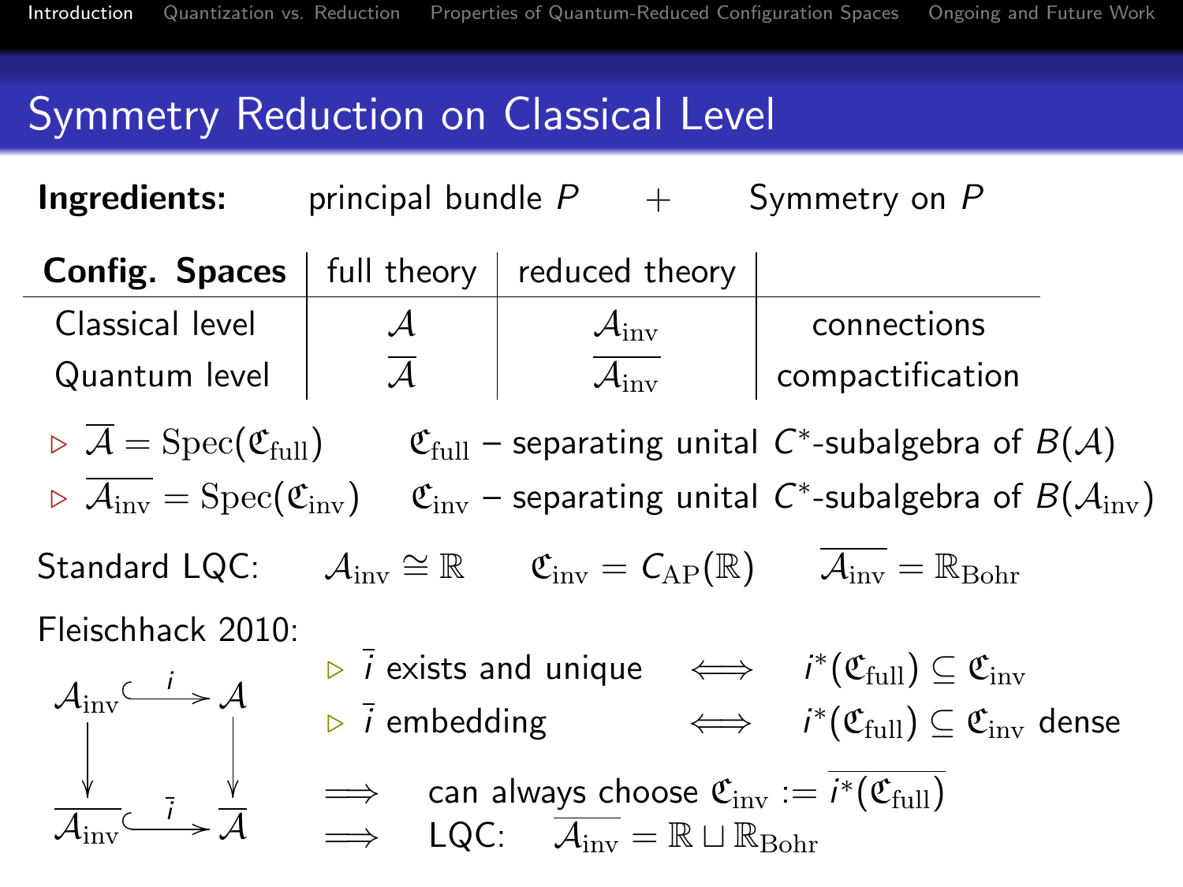# Symmetry Reduction on Classical Level

**Ingredients:** principal bundle $P$ + Symmetry on $P$

| **Config. Spaces** | full theory | reduced theory | |
|---|---|---|---|
| Classical level | $\mathcal{A}$ | $\mathcal{A}_{\text{inv}}$ | connections |
| Quantum level | $\overline{\mathcal{A}}$ | $\overline{\mathcal{A}_{\text{inv}}}$ | compactification |

- $\overline{\mathcal{A}} = \text{Spec}(\mathfrak{C}_{\text{full}})$ $\quad$ $\mathfrak{C}_{\text{full}}$ – separating unital $C^*$-subalgebra of $B(\mathcal{A})$
- $\overline{\mathcal{A}_{\text{inv}}} = \text{Spec}(\mathfrak{C}_{\text{inv}})$ $\quad$ $\mathfrak{C}_{\text{inv}}$ – separating unital $C^*$-subalgebra of $B(\mathcal{A}_{\text{inv}})$

Standard LQC: $\quad \mathcal{A}_{\text{inv}} \cong \mathbb{R} \quad \mathfrak{C}_{\text{inv}} = C_{\text{AP}}(\mathbb{R}) \quad \overline{\mathcal{A}_{\text{inv}}} = \mathbb{R}_{\text{Bohr}}$

Fleischhack 2010:

$$\begin{array}{ccc} \mathcal{A}_{\text{inv}} & \xhookrightarrow{i} & \mathcal{A} \\ \downarrow & & \downarrow \\ \overline{\mathcal{A}_{\text{inv}}} & \xhookrightarrow{\bar{i}} & \overline{\mathcal{A}} \end{array}$$

- $\bar{i}$ exists and unique $\iff$ $i^*(\mathfrak{C}_{\text{full}}) \subseteq \mathfrak{C}_{\text{inv}}$
- $\bar{i}$ embedding $\iff$ $i^*(\mathfrak{C}_{\text{full}}) \subseteq \mathfrak{C}_{\text{inv}}$ dense

$\Longrightarrow$ can always choose $\mathfrak{C}_{\text{inv}} := \overline{i^*(\mathfrak{C}_{\text{full}})}$

$\Longrightarrow$ LQC: $\quad \overline{\mathcal{A}_{\text{inv}}} = \mathbb{R} \sqcup \mathbb{R}_{\text{Bohr}}$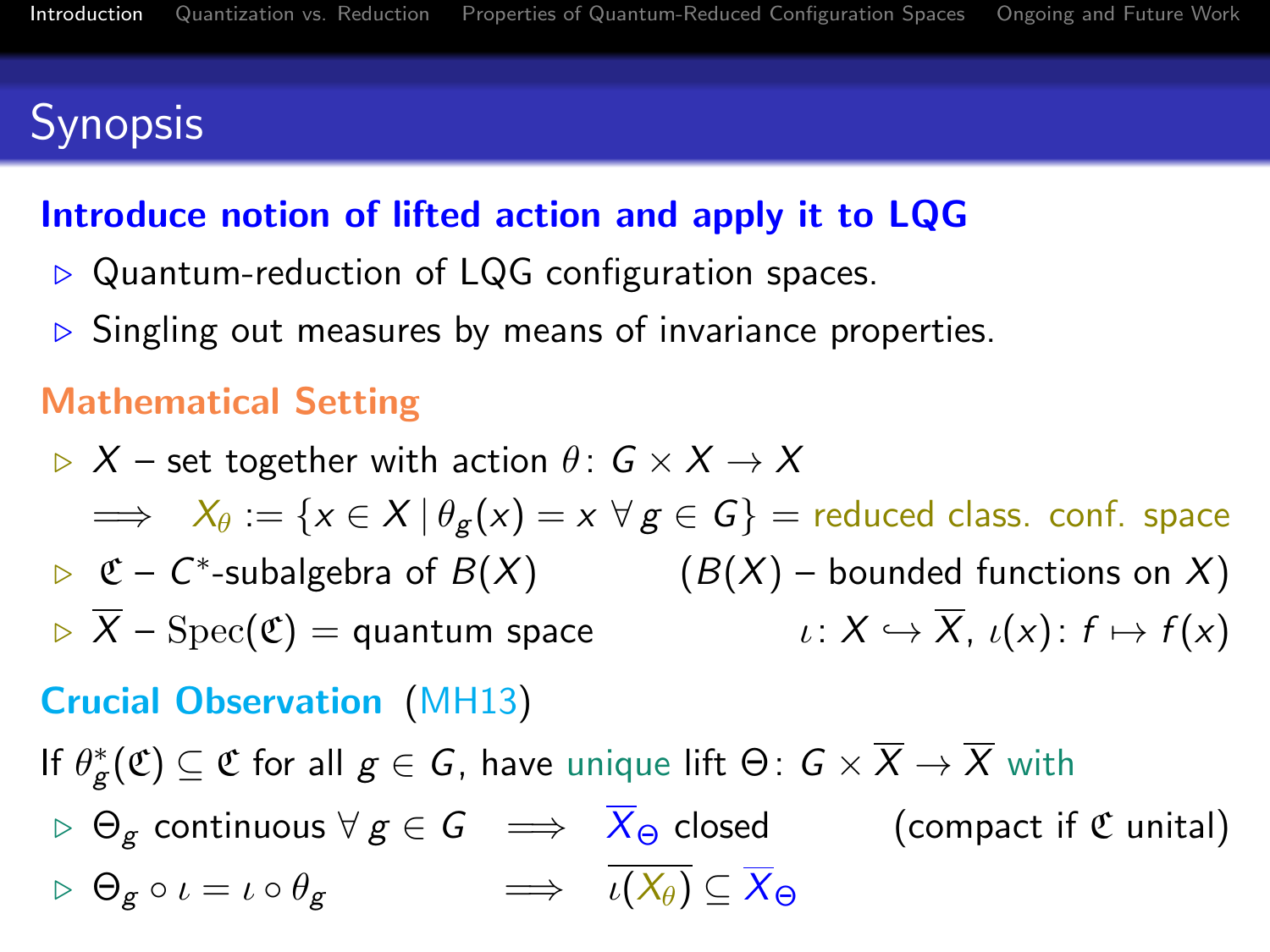## Synopsis

### Introduce notion of lifted action and apply it to LQG

- Quantum-reduction of LQG configuration spaces.
- Singling out measures by means of invariance properties.

### Mathematical Setting

- $X$ – set together with action $\theta\colon G \times X \to X$

  $\Longrightarrow \quad X_\theta := \{x \in X \,|\, \theta_g(x) = x \;\forall\, g \in G\}$ = reduced class. conf. space
- $\mathfrak{C}$ – $C^*$-subalgebra of $B(X)$ ($B(X)$ – bounded functions on $X$)
- $\overline{X}$ – $\mathrm{Spec}(\mathfrak{C})$ = quantum space $\iota\colon X \hookrightarrow \overline{X}$, $\iota(x)\colon f \mapsto f(x)$

### Crucial Observation (MH13)

If $\theta_g^*(\mathfrak{C}) \subseteq \mathfrak{C}$ for all $g \in G$, have unique lift $\Theta\colon G \times \overline{X} \to \overline{X}$ with

- $\Theta_g$ continuous $\forall\, g \in G \quad \Longrightarrow \quad \overline{X}_\Theta$ closed (compact if $\mathfrak{C}$ unital)
- $\Theta_g \circ \iota = \iota \circ \theta_g \quad \Longrightarrow \quad \overline{\iota(X_\theta)} \subseteq \overline{X}_\Theta$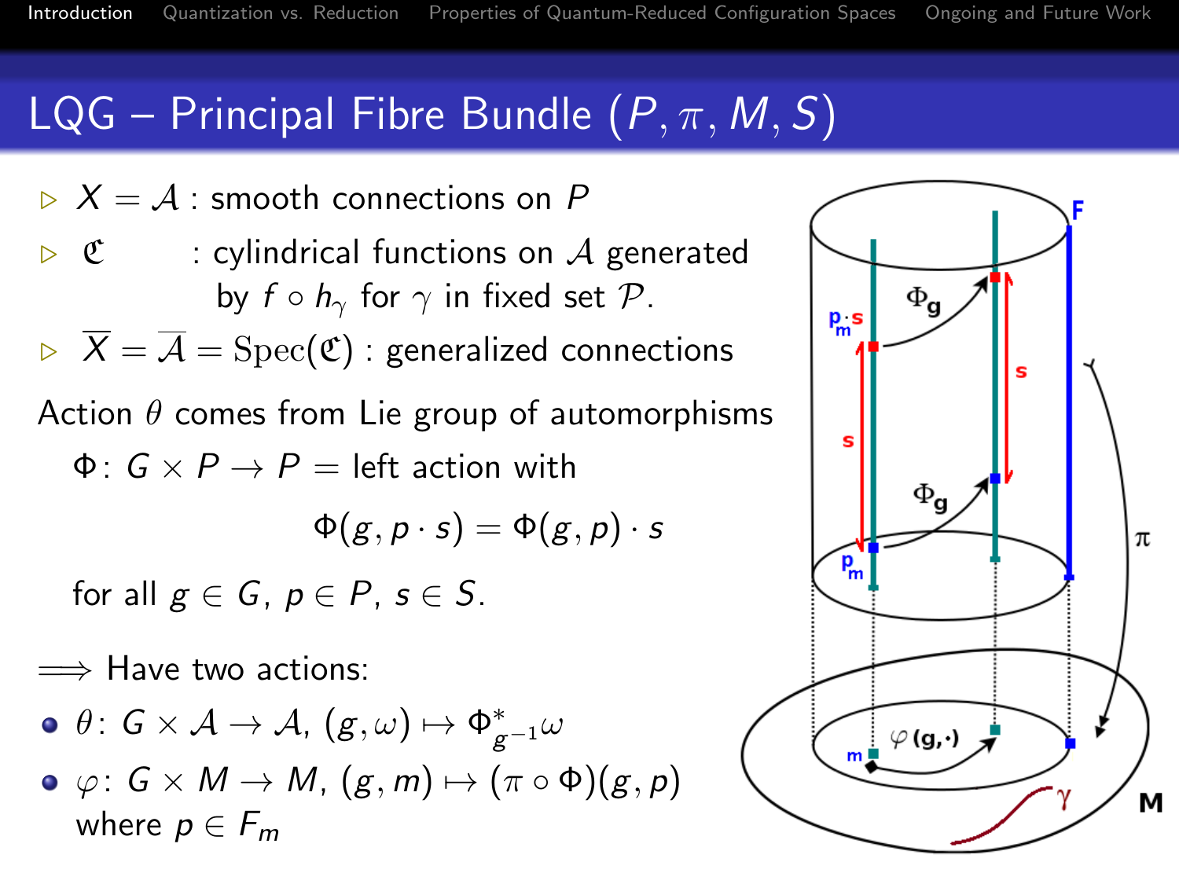## LQG – Principal Fibre Bundle $(P, \pi, M, S)$

- $X = \mathcal{A}$ : smooth connections on $P$
- $\mathfrak{C}$ : cylindrical functions on $\mathcal{A}$ generated by $f \circ h_\gamma$ for $\gamma$ in fixed set $\mathcal{P}$.
- $\overline{X} = \overline{\mathcal{A}} = \mathrm{Spec}(\mathfrak{C})$ : generalized connections

Action $\theta$ comes from Lie group of automorphisms

$\Phi \colon G \times P \to P$ = left action with

$$\Phi(g, p \cdot s) = \Phi(g, p) \cdot s$$

for all $g \in G$, $p \in P$, $s \in S$.

$\Longrightarrow$ Have two actions:

- $\theta \colon G \times \mathcal{A} \to \mathcal{A}$, $(g, \omega) \mapsto \Phi^*_{g^{-1}}\omega$
- $\varphi \colon G \times M \to M$, $(g, m) \mapsto (\pi \circ \Phi)(g, p)$ where $p \in F_m$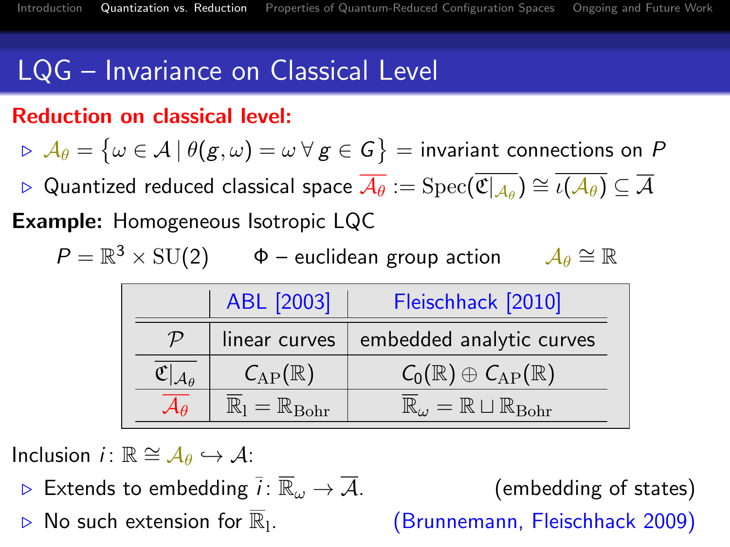# LQG – Invariance on Classical Level

**Reduction on classical level:**

- $\mathcal{A}_\theta = \{\omega \in \mathcal{A} \mid \theta(g,\omega) = \omega \;\forall\, g \in G\}$ = invariant connections on $P$
- Quantized reduced classical space $\overline{\mathcal{A}_\theta} := \mathrm{Spec}(\overline{\mathfrak{C}|_{\mathcal{A}_\theta}}) \cong \overline{\iota(\mathcal{A}_\theta)} \subseteq \overline{\mathcal{A}}$

**Example:** Homogeneous Isotropic LQC

$P = \mathbb{R}^3 \times \mathrm{SU}(2)$ $\quad \Phi$ – euclidean group action $\quad \mathcal{A}_\theta \cong \mathbb{R}$

| | ABL [2003] | Fleischhack [2010] |
|---|---|---|
| $\mathcal{P}$ | linear curves | embedded analytic curves |
| $\overline{\mathfrak{C}\|_{\mathcal{A}_\theta}}$ | $C_{\mathrm{AP}}(\mathbb{R})$ | $C_0(\mathbb{R}) \oplus C_{\mathrm{AP}}(\mathbb{R})$ |
| $\overline{\mathcal{A}_\theta}$ | $\overline{\mathbb{R}}_{\mathrm{l}} = \mathbb{R}_{\mathrm{Bohr}}$ | $\overline{\mathbb{R}}_\omega = \mathbb{R} \sqcup \mathbb{R}_{\mathrm{Bohr}}$ |

Inclusion $i\colon \mathbb{R} \cong \mathcal{A}_\theta \hookrightarrow \mathcal{A}$:

- Extends to embedding $\bar{i}\colon \overline{\mathbb{R}}_\omega \to \overline{\mathcal{A}}$. (embedding of states)
- No such extension for $\overline{\mathbb{R}}_{\mathrm{l}}$. (Brunnemann, Fleischhack 2009)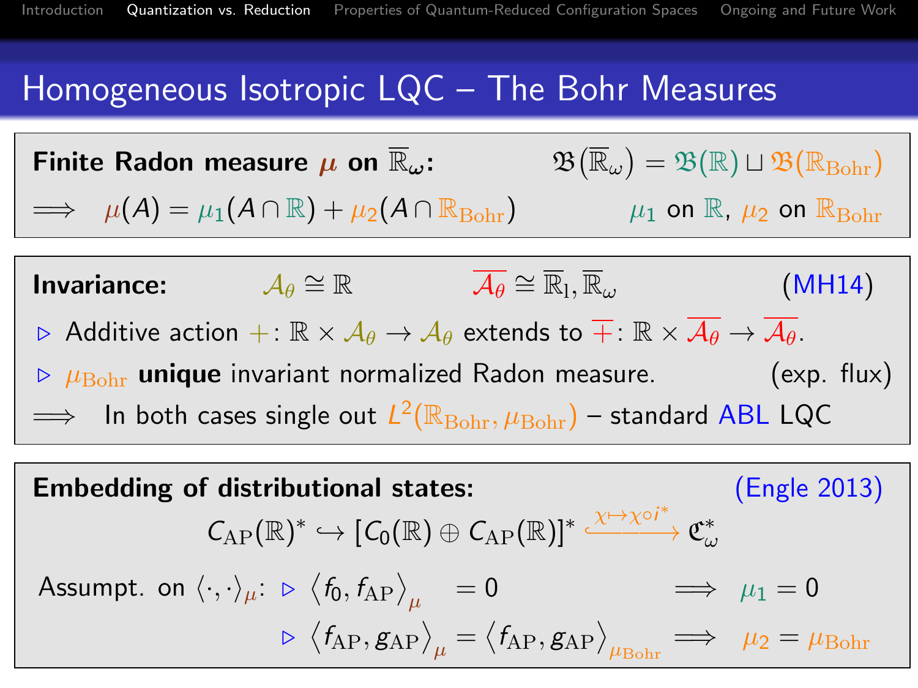# Homogeneous Isotropic LQC – The Bohr Measures

**Finite Radon measure $\mu$ on $\overline{\mathbb{R}}_\omega$:** $\qquad \mathfrak{B}(\overline{\mathbb{R}}_\omega) = \mathfrak{B}(\mathbb{R}) \sqcup \mathfrak{B}(\mathbb{R}_{\text{Bohr}})$

$\Longrightarrow \quad \mu(A) = \mu_1(A \cap \mathbb{R}) + \mu_2(A \cap \mathbb{R}_{\text{Bohr}}) \qquad \mu_1$ on $\mathbb{R}$, $\mu_2$ on $\mathbb{R}_{\text{Bohr}}$

**Invariance:** $\qquad \mathcal{A}_\theta \cong \mathbb{R} \qquad \overline{\mathcal{A}_\theta} \cong \overline{\mathbb{R}}_1, \overline{\mathbb{R}}_\omega \qquad$ (MH14)

- Additive action $+\colon \mathbb{R} \times \mathcal{A}_\theta \to \mathcal{A}_\theta$ extends to $\overline{+}\colon \mathbb{R} \times \overline{\mathcal{A}_\theta} \to \overline{\mathcal{A}_\theta}$.
- $\mu_{\text{Bohr}}$ **unique** invariant normalized Radon measure. $\qquad$ (exp. flux)

$\Longrightarrow \quad$ In both cases single out $L^2(\mathbb{R}_{\text{Bohr}}, \mu_{\text{Bohr}})$ – standard ABL LQC

**Embedding of distributional states:** $\qquad$ (Engle 2013)

$$C_{\text{AP}}(\mathbb{R})^* \hookrightarrow [C_0(\mathbb{R}) \oplus C_{\text{AP}}(\mathbb{R})]^* \xrightarrow{\chi \mapsto \chi \circ i^*} \mathfrak{C}_\omega^*$$

Assumpt. on $\langle \cdot, \cdot \rangle_\mu$:

- $\langle f_0, f_{\text{AP}} \rangle_\mu = 0 \qquad \Longrightarrow \quad \mu_1 = 0$
- $\langle f_{\text{AP}}, g_{\text{AP}} \rangle_\mu = \langle f_{\text{AP}}, g_{\text{AP}} \rangle_{\mu_{\text{Bohr}}} \qquad \Longrightarrow \quad \mu_2 = \mu_{\text{Bohr}}$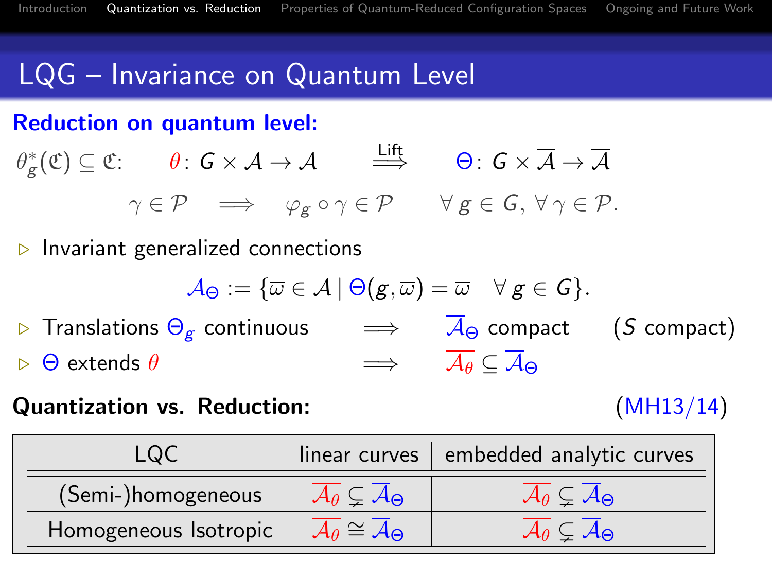## LQG – Invariance on Quantum Level

**Reduction on quantum level:**

$$\theta_g^*(\mathfrak{C}) \subseteq \mathfrak{C}: \qquad \theta\colon G \times \mathcal{A} \to \mathcal{A} \qquad \overset{\text{Lift}}{\Longrightarrow} \qquad \Theta\colon G \times \overline{\mathcal{A}} \to \overline{\mathcal{A}}$$

$$\gamma \in \mathcal{P} \quad \Longrightarrow \quad \varphi_g \circ \gamma \in \mathcal{P} \qquad \forall\, g \in G, \forall\, \gamma \in \mathcal{P}.$$

- Invariant generalized connections

$$\overline{\mathcal{A}}_\Theta := \{\overline{\omega} \in \overline{\mathcal{A}} \,|\, \Theta(g,\overline{\omega}) = \overline{\omega} \quad \forall\, g \in G\}.$$

- Translations $\Theta_g$ continuous $\Longrightarrow$ $\overline{\mathcal{A}}_\Theta$ compact ($S$ compact)
- $\Theta$ extends $\theta$ $\Longrightarrow$ $\overline{\mathcal{A}_\theta} \subseteq \overline{\mathcal{A}}_\Theta$

**Quantization vs. Reduction:** (MH13/14)

| LQC | linear curves | embedded analytic curves |
|---|---|---|
| (Semi-)homogeneous | $\overline{\mathcal{A}_\theta} \subsetneq \overline{\mathcal{A}}_\Theta$ | $\overline{\mathcal{A}_\theta} \subsetneq \overline{\mathcal{A}}_\Theta$ |
| Homogeneous Isotropic | $\overline{\mathcal{A}_\theta} \cong \overline{\mathcal{A}}_\Theta$ | $\overline{\mathcal{A}_\theta} \subsetneq \overline{\mathcal{A}}_\Theta$ |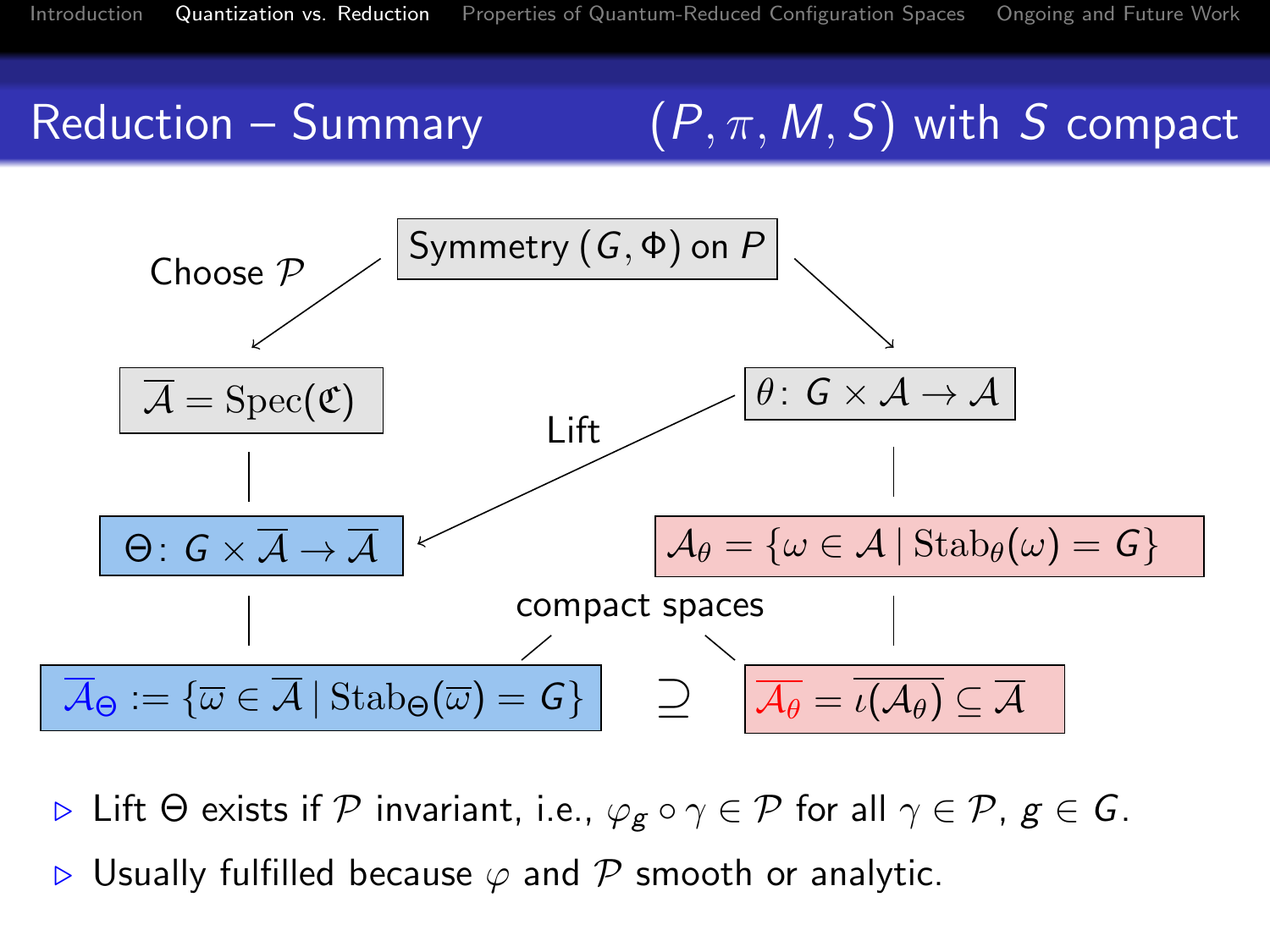## Reduction – Summary $(P, \pi, M, S)$ with $S$ compact

Symmetry $(G, \Phi)$ on $P$

Choose $\mathcal{P}$

$\overline{\mathcal{A}} = \mathrm{Spec}(\mathfrak{C})$

$\theta \colon G \times \mathcal{A} \to \mathcal{A}$

Lift

$\Theta \colon G \times \overline{\mathcal{A}} \to \overline{\mathcal{A}}$

$\mathcal{A}_\theta = \{\omega \in \mathcal{A} \,|\, \mathrm{Stab}_\theta(\omega) = G\}$

compact spaces

$\overline{\mathcal{A}}_\Theta := \{\overline{\omega} \in \overline{\mathcal{A}} \,|\, \mathrm{Stab}_\Theta(\overline{\omega}) = G\}$ $\supseteq$ $\overline{\mathcal{A}_\theta} = \overline{\iota(\mathcal{A}_\theta)} \subseteq \overline{\mathcal{A}}$

- Lift $\Theta$ exists if $\mathcal{P}$ invariant, i.e., $\varphi_g \circ \gamma \in \mathcal{P}$ for all $\gamma \in \mathcal{P}$, $g \in G$.
- Usually fulfilled because $\varphi$ and $\mathcal{P}$ smooth or analytic.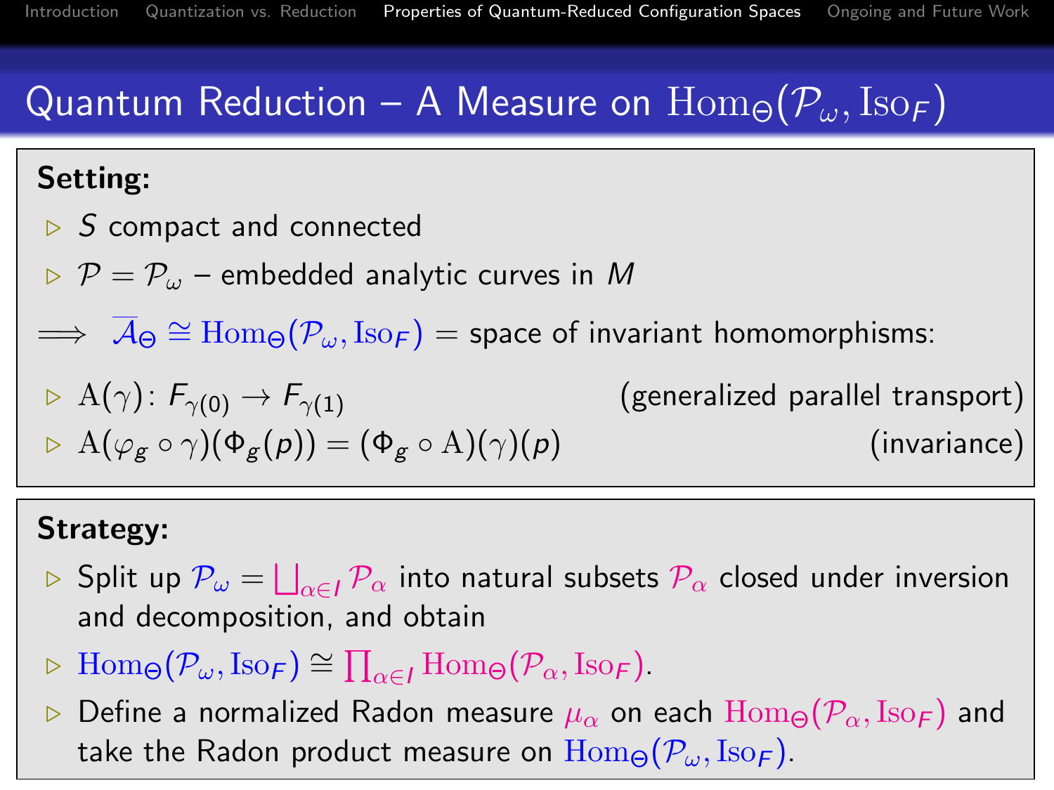# Quantum Reduction – A Measure on $\mathrm{Hom}_\Theta(\mathcal{P}_\omega, \mathrm{Iso}_F)$

**Setting:**

- $S$ compact and connected
- $\mathcal{P} = \mathcal{P}_\omega$ – embedded analytic curves in $M$

$\Longrightarrow$ $\overline{\mathcal{A}}_\Theta \cong \mathrm{Hom}_\Theta(\mathcal{P}_\omega, \mathrm{Iso}_F)$ = space of invariant homomorphisms:

- $\mathrm{A}(\gamma) \colon F_{\gamma(0)} \to F_{\gamma(1)}$ (generalized parallel transport)
- $\mathrm{A}(\varphi_g \circ \gamma)(\Phi_g(p)) = (\Phi_g \circ \mathrm{A})(\gamma)(p)$ (invariance)

**Strategy:**

- Split up $\mathcal{P}_\omega = \bigsqcup_{\alpha \in I} \mathcal{P}_\alpha$ into natural subsets $\mathcal{P}_\alpha$ closed under inversion and decomposition, and obtain
- $\mathrm{Hom}_\Theta(\mathcal{P}_\omega, \mathrm{Iso}_F) \cong \prod_{\alpha \in I} \mathrm{Hom}_\Theta(\mathcal{P}_\alpha, \mathrm{Iso}_F)$.
- Define a normalized Radon measure $\mu_\alpha$ on each $\mathrm{Hom}_\Theta(\mathcal{P}_\alpha, \mathrm{Iso}_F)$ and take the Radon product measure on $\mathrm{Hom}_\Theta(\mathcal{P}_\omega, \mathrm{Iso}_F)$.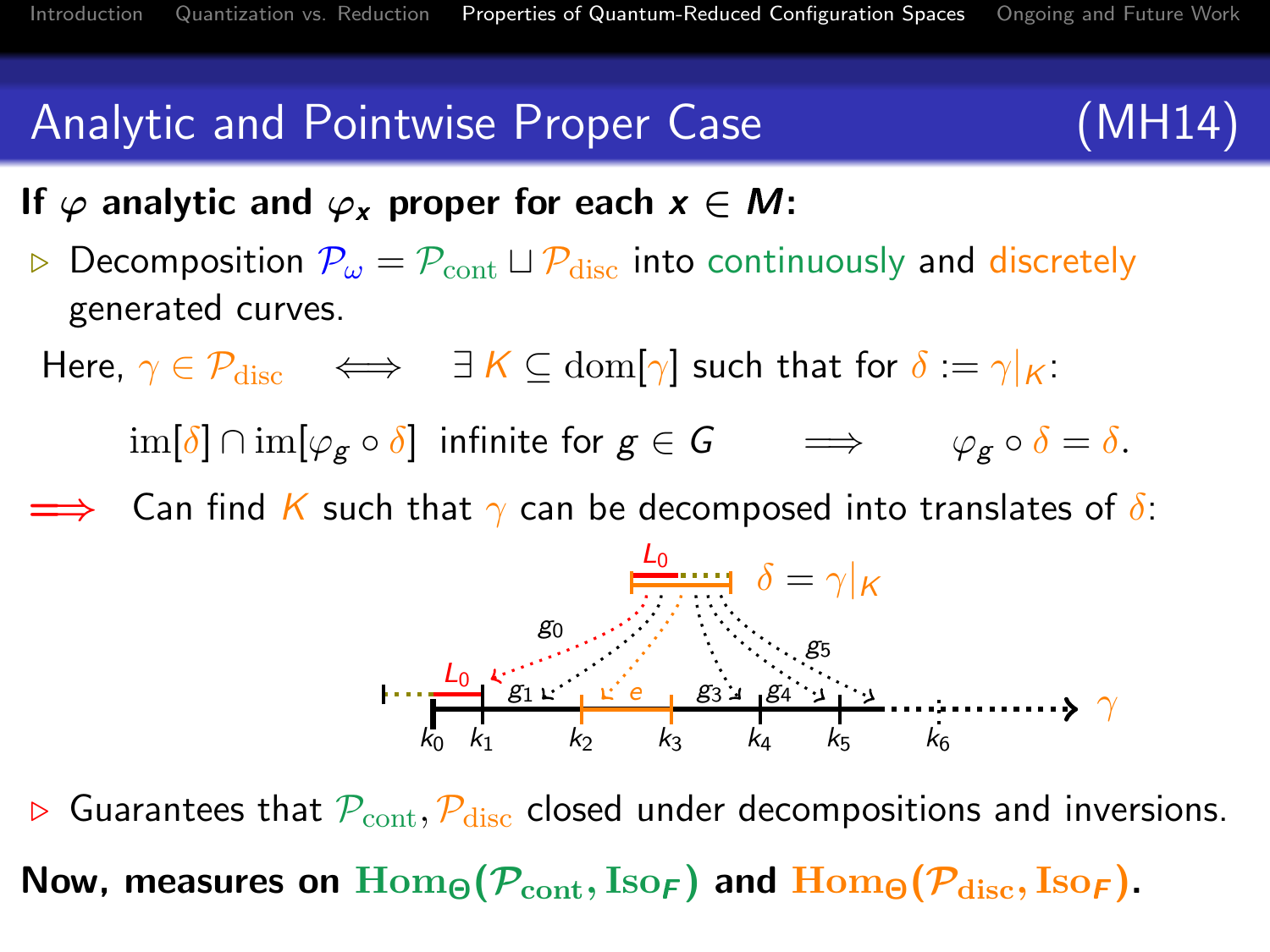## Analytic and Pointwise Proper Case (MH14)

**If $\varphi$ analytic and $\varphi_x$ proper for each $x \in M$:**

- Decomposition $\mathcal{P}_\omega = \mathcal{P}_{\mathrm{cont}} \sqcup \mathcal{P}_{\mathrm{disc}}$ into continuously and discretely generated curves.

Here, $\gamma \in \mathcal{P}_{\mathrm{disc}} \iff \exists\, K \subseteq \mathrm{dom}[\gamma]$ such that for $\delta := \gamma|_K$:

$$\mathrm{im}[\delta] \cap \mathrm{im}[\varphi_g \circ \delta] \text{ infinite for } g \in G \quad \Longrightarrow \quad \varphi_g \circ \delta = \delta.$$

$\Longrightarrow$ Can find $K$ such that $\gamma$ can be decomposed into translates of $\delta$:

- Guarantees that $\mathcal{P}_{\mathrm{cont}}, \mathcal{P}_{\mathrm{disc}}$ closed under decompositions and inversions.

**Now, measures on $\mathrm{Hom}_\Theta(\mathcal{P}_{\mathrm{cont}}, \mathrm{Iso}_F)$ and $\mathrm{Hom}_\Theta(\mathcal{P}_{\mathrm{disc}}, \mathrm{Iso}_F)$.**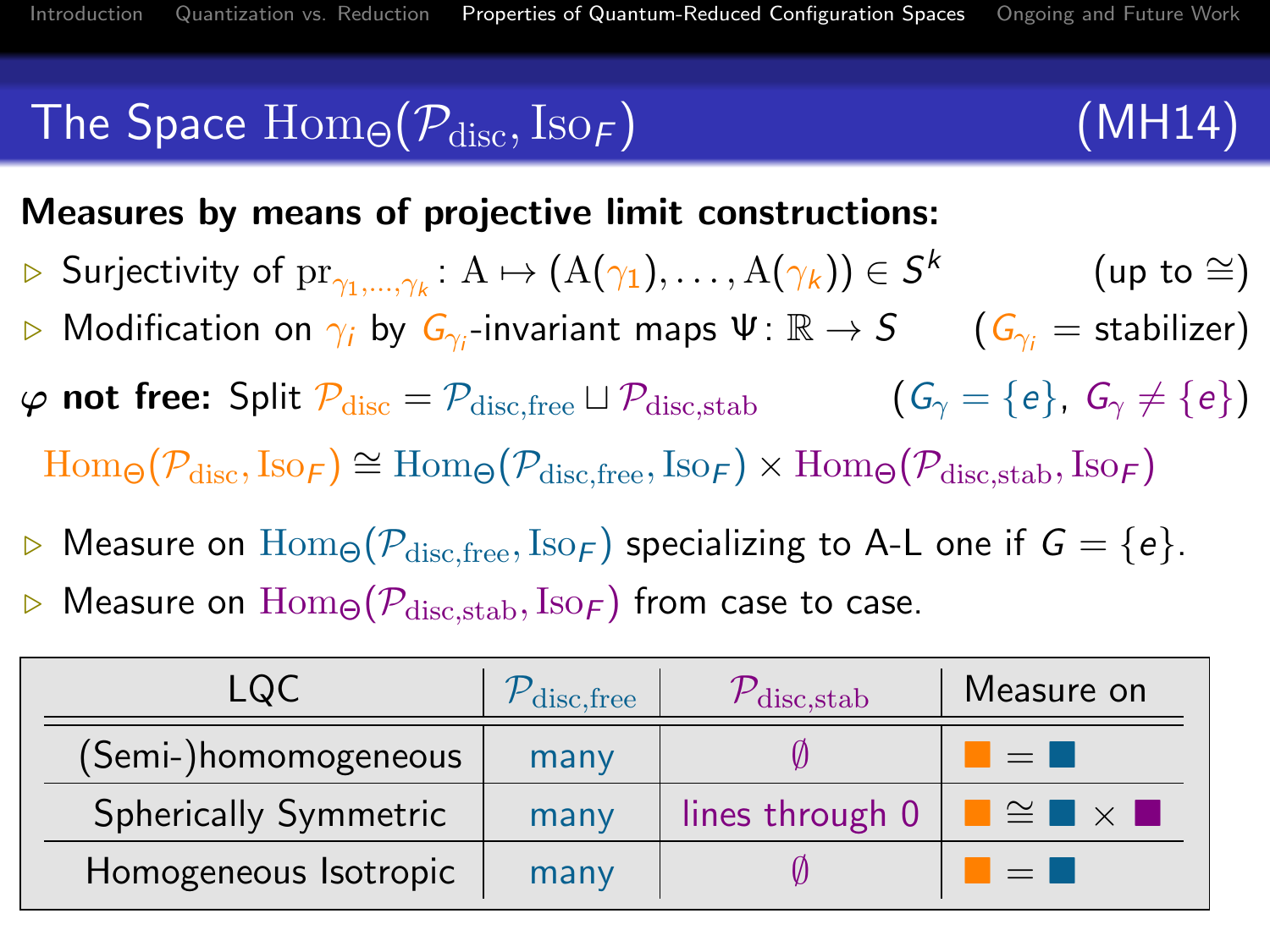# The Space $\mathrm{Hom}_\Theta(\mathcal{P}_{\mathrm{disc}}, \mathrm{Iso}_F)$ (MH14)

**Measures by means of projective limit constructions:**

- Surjectivity of $\mathrm{pr}_{\gamma_1,\dots,\gamma_k} \colon \mathrm{A} \mapsto (\mathrm{A}(\gamma_1), \dots, \mathrm{A}(\gamma_k)) \in S^k$ (up to $\cong$)
- Modification on $\gamma_i$ by $G_{\gamma_i}$-invariant maps $\Psi \colon \mathbb{R} \to S$ ($G_{\gamma_i}$ = stabilizer)

$\varphi$ **not free:** Split $\mathcal{P}_{\mathrm{disc}} = \mathcal{P}_{\mathrm{disc,free}} \sqcup \mathcal{P}_{\mathrm{disc,stab}}$ ($G_\gamma = \{e\}$, $G_\gamma \neq \{e\}$)

$$\mathrm{Hom}_\Theta(\mathcal{P}_{\mathrm{disc}}, \mathrm{Iso}_F) \cong \mathrm{Hom}_\Theta(\mathcal{P}_{\mathrm{disc,free}}, \mathrm{Iso}_F) \times \mathrm{Hom}_\Theta(\mathcal{P}_{\mathrm{disc,stab}}, \mathrm{Iso}_F)$$

- Measure on $\mathrm{Hom}_\Theta(\mathcal{P}_{\mathrm{disc,free}}, \mathrm{Iso}_F)$ specializing to A-L one if $G = \{e\}$.
- Measure on $\mathrm{Hom}_\Theta(\mathcal{P}_{\mathrm{disc,stab}}, \mathrm{Iso}_F)$ from case to case.

| LQC | $\mathcal{P}_{\mathrm{disc,free}}$ | $\mathcal{P}_{\mathrm{disc,stab}}$ | Measure on |
|---|---|---|---|
| (Semi-)homomogeneous | many | $\emptyset$ | ■ = ■ |
| Spherically Symmetric | many | lines through 0 | ■ $\cong$ ■ $\times$ ■ |
| Homogeneous Isotropic | many | $\emptyset$ | ■ = ■ |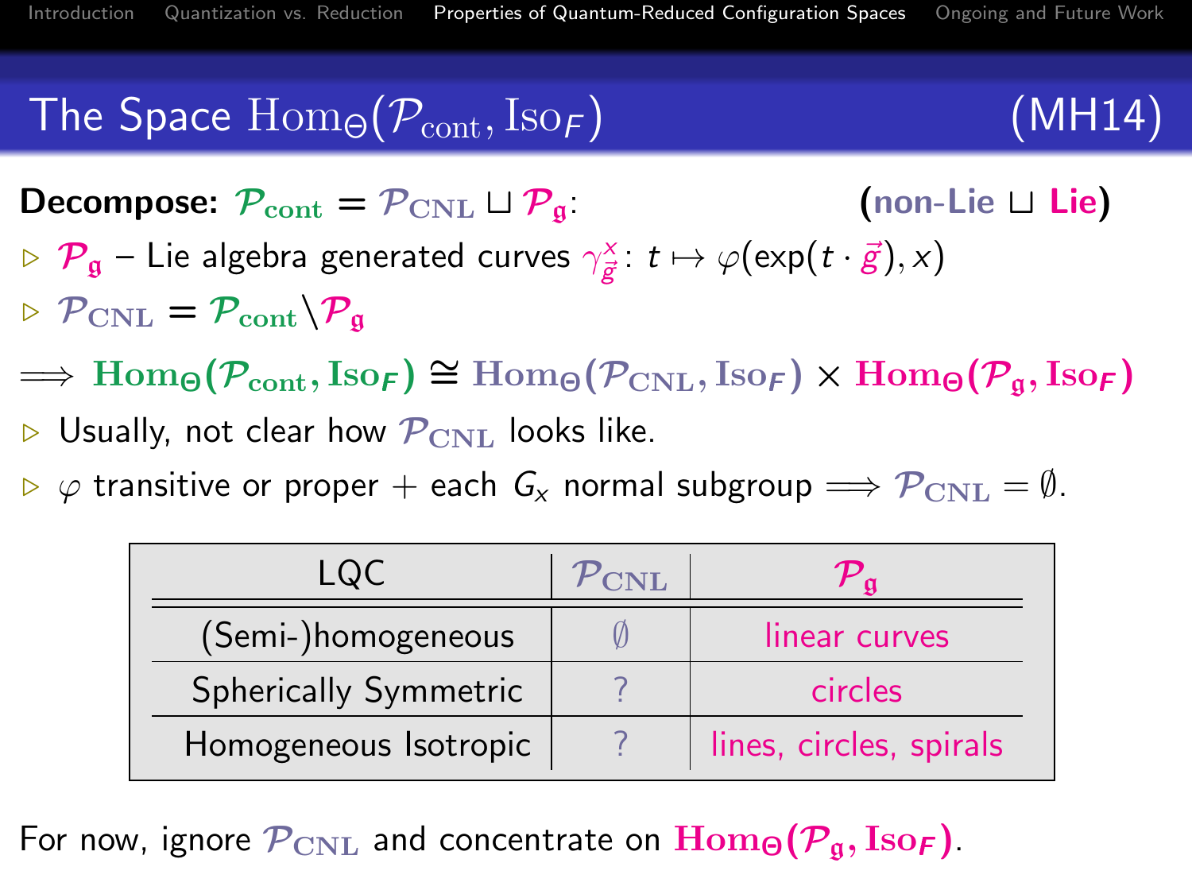# The Space $\mathrm{Hom}_\Theta(\mathcal{P}_{\mathrm{cont}}, \mathrm{Iso}_F)$ (MH14)

**Decompose:** $\mathcal{P}_{\mathrm{cont}} = \mathcal{P}_{\mathrm{CNL}} \sqcup \mathcal{P}_{\mathfrak{g}}$: **(non-Lie $\sqcup$ Lie)**

- $\mathcal{P}_{\mathfrak{g}}$ – Lie algebra generated curves $\gamma^x_{\vec{\mathfrak{g}}}$: $t \mapsto \varphi(\exp(t \cdot \vec{\mathfrak{g}}), x)$
- $\mathcal{P}_{\mathrm{CNL}} = \mathcal{P}_{\mathrm{cont}} \backslash \mathcal{P}_{\mathfrak{g}}$

$$\Longrightarrow \mathbf{Hom}_\Theta(\mathcal{P}_{\mathrm{cont}}, \mathbf{Iso}_F) \cong \mathbf{Hom}_\Theta(\mathcal{P}_{\mathrm{CNL}}, \mathbf{Iso}_F) \times \mathbf{Hom}_\Theta(\mathcal{P}_{\mathfrak{g}}, \mathbf{Iso}_F)$$

- Usually, not clear how $\mathcal{P}_{\mathrm{CNL}}$ looks like.
- $\varphi$ transitive or proper + each $G_x$ normal subgroup $\Longrightarrow \mathcal{P}_{\mathrm{CNL}} = \emptyset$.

| LQC | $\mathcal{P}_{\mathrm{CNL}}$ | $\mathcal{P}_{\mathfrak{g}}$ |
|---|---|---|
| (Semi-)homogeneous | $\emptyset$ | linear curves |
| Spherically Symmetric | ? | circles |
| Homogeneous Isotropic | ? | lines, circles, spirals |

For now, ignore $\mathcal{P}_{\mathrm{CNL}}$ and concentrate on $\mathbf{Hom}_\Theta(\mathcal{P}_{\mathfrak{g}}, \mathbf{Iso}_F)$.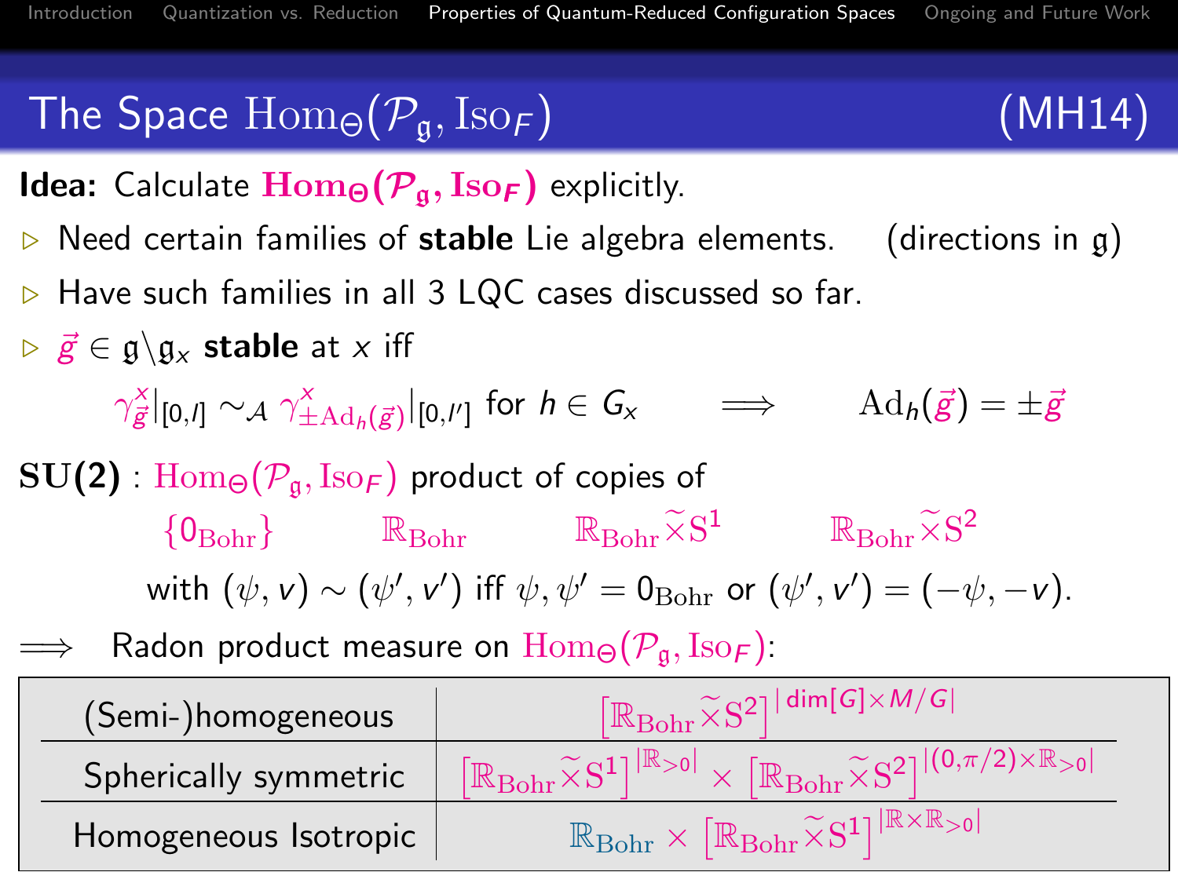## The Space $\mathrm{Hom}_\Theta(\mathcal{P}_\mathfrak{g}, \mathrm{Iso}_F)$ (MH14)

**Idea:** Calculate $\mathbf{Hom}_\Theta(\mathcal{P}_\mathfrak{g}, \mathbf{Iso}_F)$ explicitly.

- Need certain families of **stable** Lie algebra elements. (directions in $\mathfrak{g}$)
- Have such families in all 3 LQC cases discussed so far.
- $\vec{g} \in \mathfrak{g} \backslash \mathfrak{g}_x$ **stable** at $x$ iff

$$\gamma^x_{\vec{g}}|_{[0,l]} \sim_\mathcal{A} \gamma^x_{\pm \mathrm{Ad}_h(\vec{g})}|_{[0,l']} \text{ for } h \in G_x \qquad \Longrightarrow \qquad \mathrm{Ad}_h(\vec{g}) = \pm\vec{g}$$

$\mathbf{SU(2)}$ : $\mathrm{Hom}_\Theta(\mathcal{P}_\mathfrak{g}, \mathrm{Iso}_F)$ product of copies of

$$\{0_{\mathrm{Bohr}}\} \qquad \mathbb{R}_{\mathrm{Bohr}} \qquad \mathbb{R}_{\mathrm{Bohr}} \widetilde{\times} \mathrm{S}^1 \qquad \mathbb{R}_{\mathrm{Bohr}} \widetilde{\times} \mathrm{S}^2$$

with $(\psi, v) \sim (\psi', v')$ iff $\psi, \psi' = 0_{\mathrm{Bohr}}$ or $(\psi', v') = (-\psi, -v)$.

$\Longrightarrow$ Radon product measure on $\mathrm{Hom}_\Theta(\mathcal{P}_\mathfrak{g}, \mathrm{Iso}_F)$:

| | |
|---|---|
| (Semi-)homogeneous | $\left[\mathbb{R}_{\mathrm{Bohr}} \widetilde{\times} \mathrm{S}^2\right]^{\lvert \dim[G] \times M/G \rvert}$ |
| Spherically symmetric | $\left[\mathbb{R}_{\mathrm{Bohr}} \widetilde{\times} \mathrm{S}^1\right]^{\lvert \mathbb{R}_{>0} \rvert} \times \left[\mathbb{R}_{\mathrm{Bohr}} \widetilde{\times} \mathrm{S}^2\right]^{\lvert (0,\pi/2) \times \mathbb{R}_{>0} \rvert}$ |
| Homogeneous Isotropic | $\mathbb{R}_{\mathrm{Bohr}} \times \left[\mathbb{R}_{\mathrm{Bohr}} \widetilde{\times} \mathrm{S}^1\right]^{\lvert \mathbb{R} \times \mathbb{R}_{>0} \rvert}$ |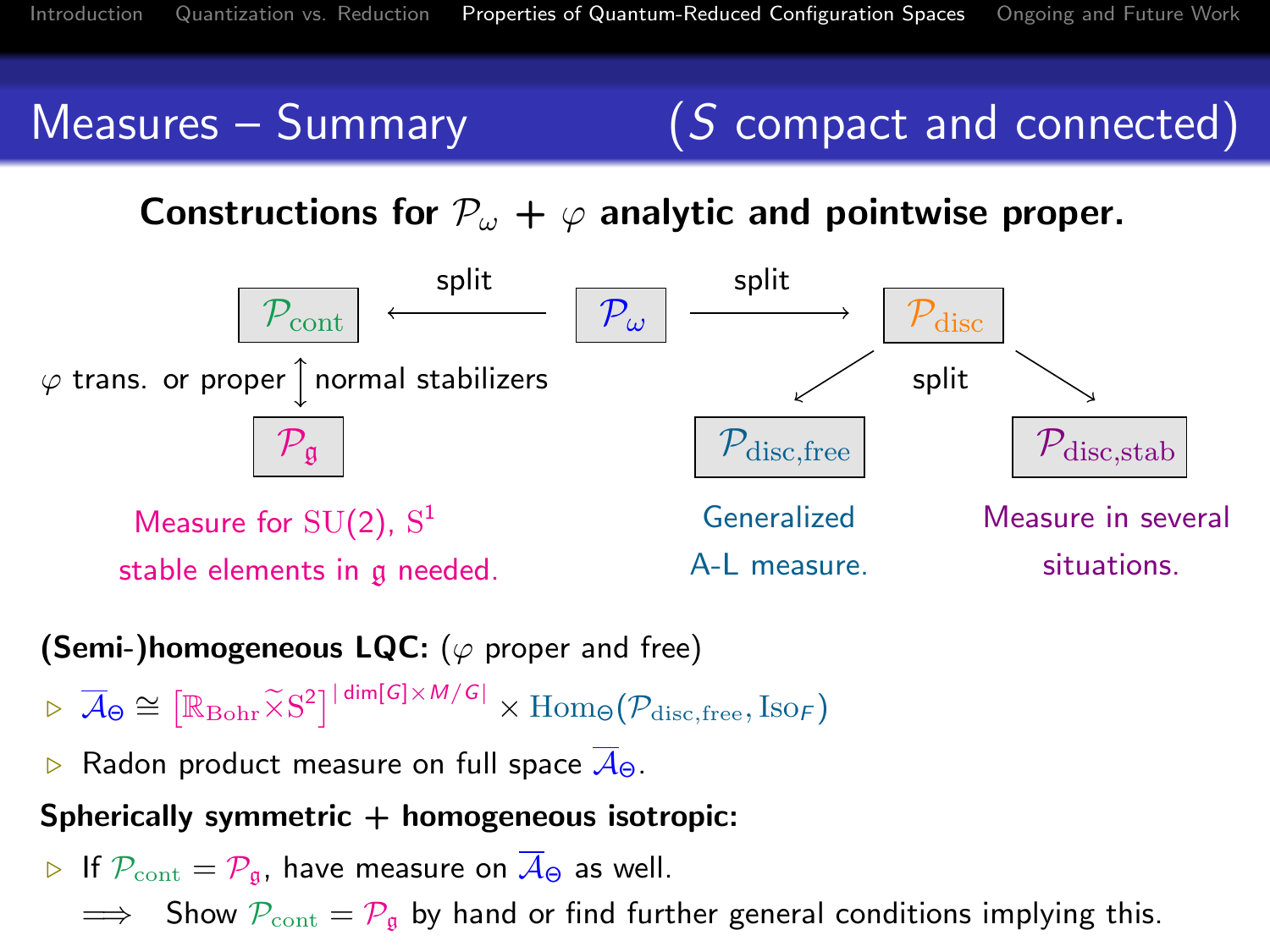# Measures – Summary (S compact and connected)

**Constructions for $\mathcal{P}_\omega$ + $\varphi$ analytic and pointwise proper.**

- $\mathcal{P}_\omega$ —split→ $\mathcal{P}_{\mathrm{cont}}$
- $\mathcal{P}_\omega$ —split→ $\mathcal{P}_{\mathrm{disc}}$
- $\mathcal{P}_{\mathrm{cont}}$ ↕ $\mathcal{P}_{\mathfrak{g}}$: $\varphi$ trans. or proper | normal stabilizers
- $\mathcal{P}_{\mathrm{disc}}$ —split→ $\mathcal{P}_{\mathrm{disc,free}}$ and $\mathcal{P}_{\mathrm{disc,stab}}$

$\mathcal{P}_{\mathfrak{g}}$: Measure for $\mathrm{SU}(2)$, $\mathrm{S}^1$ stable elements in $\mathfrak{g}$ needed.

$\mathcal{P}_{\mathrm{disc,free}}$: Generalized A-L measure.

$\mathcal{P}_{\mathrm{disc,stab}}$: Measure in several situations.

**(Semi-)homogeneous LQC:** ($\varphi$ proper and free)

- $\overline{\mathcal{A}}_\Theta \cong \left[\mathbb{R}_{\mathrm{Bohr}} \widetilde{\times} \mathrm{S}^2\right]^{|\dim[G]\times M/G|} \times \mathrm{Hom}_\Theta(\mathcal{P}_{\mathrm{disc,free}}, \mathrm{Iso}_F)$
- Radon product measure on full space $\overline{\mathcal{A}}_\Theta$.

**Spherically symmetric + homogeneous isotropic:**

- If $\mathcal{P}_{\mathrm{cont}} = \mathcal{P}_{\mathfrak{g}}$, have measure on $\overline{\mathcal{A}}_\Theta$ as well.

  $\Longrightarrow$ Show $\mathcal{P}_{\mathrm{cont}} = \mathcal{P}_{\mathfrak{g}}$ by hand or find further general conditions implying this.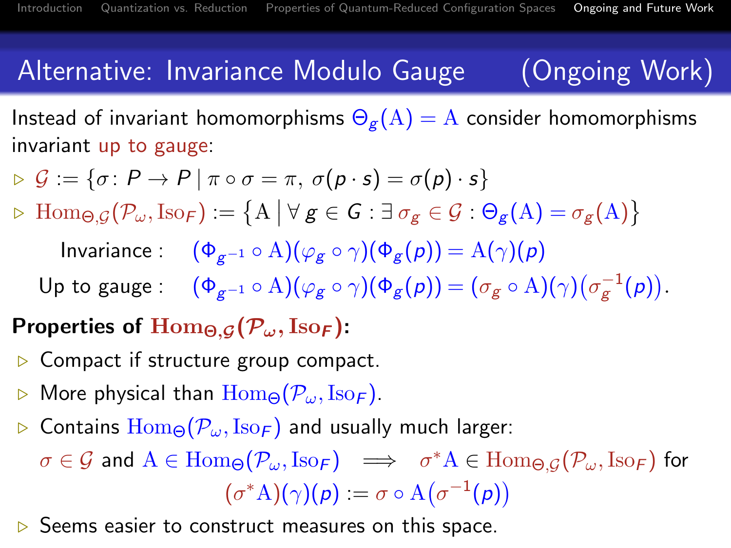## Alternative: Invariance Modulo Gauge (Ongoing Work)

Instead of invariant homomorphisms $\Theta_g(\mathrm{A}) = \mathrm{A}$ consider homomorphisms invariant up to gauge:

- $\mathcal{G} := \{\sigma\colon P \to P \mid \pi \circ \sigma = \pi,\ \sigma(p \cdot s) = \sigma(p) \cdot s\}$
- $\mathrm{Hom}_{\Theta,\mathcal{G}}(\mathcal{P}_\omega, \mathrm{Iso}_F) := \left\{\mathrm{A} \,\middle|\, \forall\, g \in G : \exists\, \sigma_g \in \mathcal{G} : \Theta_g(\mathrm{A}) = \sigma_g(\mathrm{A})\right\}$

$$\text{Invariance}: \quad (\Phi_{g^{-1}} \circ \mathrm{A})(\varphi_g \circ \gamma)(\Phi_g(p)) = \mathrm{A}(\gamma)(p)$$

$$\text{Up to gauge}: \quad (\Phi_{g^{-1}} \circ \mathrm{A})(\varphi_g \circ \gamma)(\Phi_g(p)) = (\sigma_g \circ \mathrm{A})(\gamma)(\sigma_g^{-1}(p)).$$

**Properties of $\mathrm{Hom}_{\Theta,\mathcal{G}}(\mathcal{P}_\omega, \mathrm{Iso}_F)$:**

- Compact if structure group compact.
- More physical than $\mathrm{Hom}_{\Theta}(\mathcal{P}_\omega, \mathrm{Iso}_F)$.
- Contains $\mathrm{Hom}_{\Theta}(\mathcal{P}_\omega, \mathrm{Iso}_F)$ and usually much larger:

  $\sigma \in \mathcal{G}$ and $\mathrm{A} \in \mathrm{Hom}_{\Theta}(\mathcal{P}_\omega, \mathrm{Iso}_F) \implies \sigma^*\mathrm{A} \in \mathrm{Hom}_{\Theta,\mathcal{G}}(\mathcal{P}_\omega, \mathrm{Iso}_F)$ for

$$(\sigma^*\mathrm{A})(\gamma)(p) := \sigma \circ \mathrm{A}(\sigma^{-1}(p))$$

- Seems easier to construct measures on this space.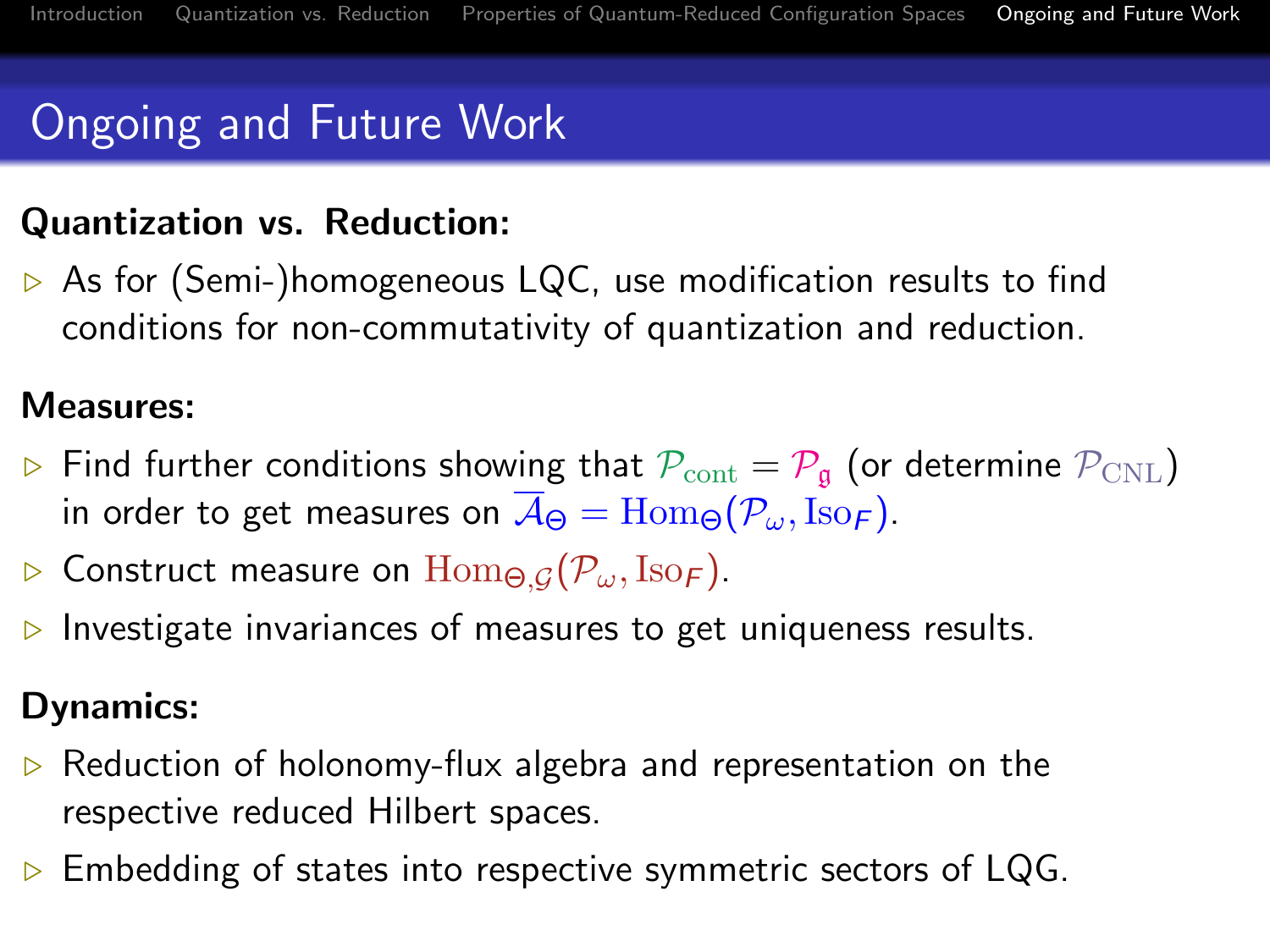# Ongoing and Future Work

**Quantization vs. Reduction:**

- As for (Semi-)homogeneous LQC, use modification results to find conditions for non-commutativity of quantization and reduction.

**Measures:**

- Find further conditions showing that $\mathcal{P}_{\mathrm{cont}} = \mathcal{P}_{\mathfrak{g}}$ (or determine $\mathcal{P}_{\mathrm{CNL}}$) in order to get measures on $\overline{\mathcal{A}}_{\Theta} = \mathrm{Hom}_{\Theta}(\mathcal{P}_{\omega}, \mathrm{Iso}_{F})$.
- Construct measure on $\mathrm{Hom}_{\Theta,\mathcal{G}}(\mathcal{P}_{\omega}, \mathrm{Iso}_{F})$.
- Investigate invariances of measures to get uniqueness results.

**Dynamics:**

- Reduction of holonomy-flux algebra and representation on the respective reduced Hilbert spaces.
- Embedding of states into respective symmetric sectors of LQG.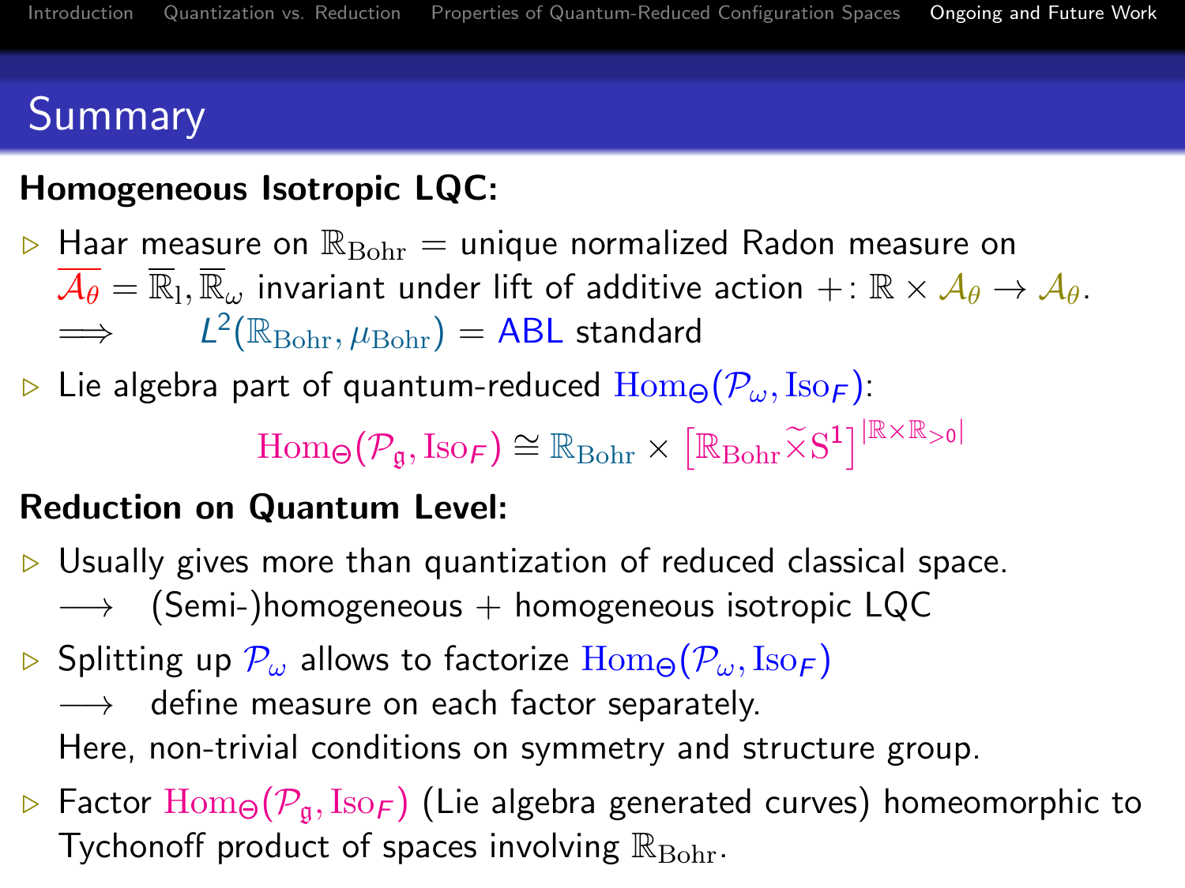## Summary

**Homogeneous Isotropic LQC:**

- Haar measure on $\mathbb{R}_{\mathrm{Bohr}}$ = unique normalized Radon measure on $\overline{\mathcal{A}_\theta} = \overline{\mathbb{R}}_{\mathrm{l}}, \overline{\mathbb{R}}_\omega$ invariant under lift of additive action $+ \colon \mathbb{R} \times \mathcal{A}_\theta \to \mathcal{A}_\theta$.
  $\Longrightarrow \quad L^2(\mathbb{R}_{\mathrm{Bohr}}, \mu_{\mathrm{Bohr}})$ = ABL standard
- Lie algebra part of quantum-reduced $\mathrm{Hom}_\Theta(\mathcal{P}_\omega, \mathrm{Iso}_F)$:

$$\mathrm{Hom}_\Theta(\mathcal{P}_\mathfrak{g}, \mathrm{Iso}_F) \cong \mathbb{R}_{\mathrm{Bohr}} \times \left[\mathbb{R}_{\mathrm{Bohr}} \widetilde{\times} \mathrm{S}^1\right]^{|\mathbb{R} \times \mathbb{R}_{>0}|}$$

**Reduction on Quantum Level:**

- Usually gives more than quantization of reduced classical space.
  $\longrightarrow$ (Semi-)homogeneous + homogeneous isotropic LQC
- Splitting up $\mathcal{P}_\omega$ allows to factorize $\mathrm{Hom}_\Theta(\mathcal{P}_\omega, \mathrm{Iso}_F)$
  $\longrightarrow$ define measure on each factor separately.
  Here, non-trivial conditions on symmetry and structure group.
- Factor $\mathrm{Hom}_\Theta(\mathcal{P}_\mathfrak{g}, \mathrm{Iso}_F)$ (Lie algebra generated curves) homeomorphic to Tychonoff product of spaces involving $\mathbb{R}_{\mathrm{Bohr}}$.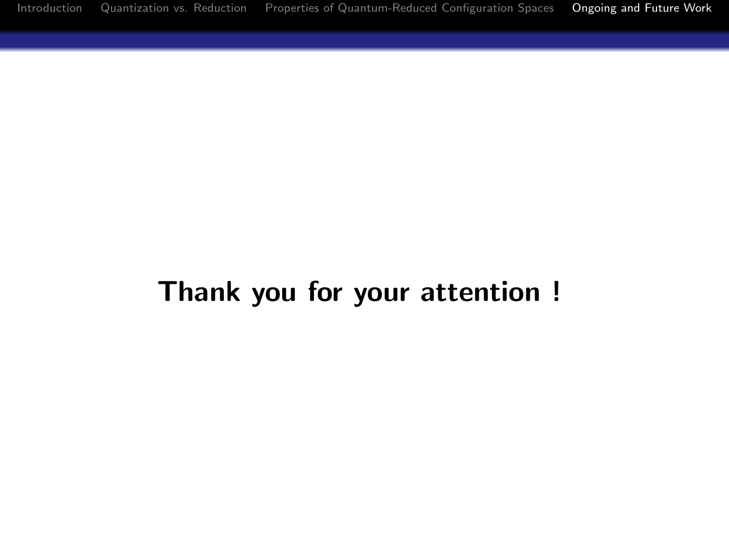**Thank you for your attention !**